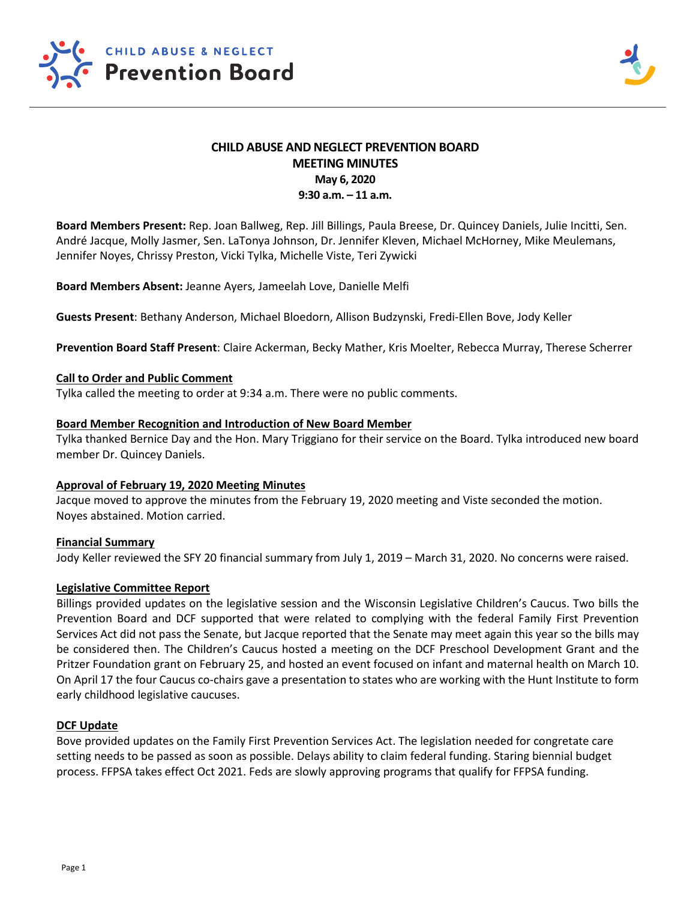# CHILD ABUSE AND NEGLECT PREVENTION BOARD

## MEETING MINUTES

**May 6, 2020**
**9:30 a.m. – 11 a.m.**

**Board Members Present:** Rep. Joan Ballweg, Rep. Jill Billings, Paula Breese, Dr. Quincey Daniels, Julie Incitti, Sen. André Jacque, Molly Jasmer, Sen. LaTonya Johnson, Dr. Jennifer Kleven, Michael McHorney, Mike Meulemans, Jennifer Noyes, Chrissy Preston, Vicki Tylka, Michelle Viste, Teri Zywicki

**Board Members Absent:** Jeanne Ayers, Jameelah Love, Danielle Melfi

**Guests Present**: Bethany Anderson, Michael Bloedorn, Allison Budzynski, Fredi-Ellen Bove, Jody Keller

**Prevention Board Staff Present**: Claire Ackerman, Becky Mather, Kris Moelter, Rebecca Murray, Therese Scherrer

### Call to Order and Public Comment

Tylka called the meeting to order at 9:34 a.m. There were no public comments.

### Board Member Recognition and Introduction of New Board Member

Tylka thanked Bernice Day and the Hon. Mary Triggiano for their service on the Board. Tylka introduced new board member Dr. Quincey Daniels.

### Approval of February 19, 2020 Meeting Minutes

Jacque moved to approve the minutes from the February 19, 2020 meeting and Viste seconded the motion. Noyes abstained. Motion carried.

### Financial Summary

Jody Keller reviewed the SFY 20 financial summary from July 1, 2019 – March 31, 2020. No concerns were raised.

### Legislative Committee Report

Billings provided updates on the legislative session and the Wisconsin Legislative Children's Caucus. Two bills the Prevention Board and DCF supported that were related to complying with the federal Family First Prevention Services Act did not pass the Senate, but Jacque reported that the Senate may meet again this year so the bills may be considered then. The Children's Caucus hosted a meeting on the DCF Preschool Development Grant and the Pritzer Foundation grant on February 25, and hosted an event focused on infant and maternal health on March 10. On April 17 the four Caucus co-chairs gave a presentation to states who are working with the Hunt Institute to form early childhood legislative caucuses.

### DCF Update

Bove provided updates on the Family First Prevention Services Act. The legislation needed for congregate care setting needs to be passed as soon as possible. Delays ability to claim federal funding. Staring biennial budget process. FFPSA takes effect Oct 2021. Feds are slowly approving programs that qualify for FFPSA funding.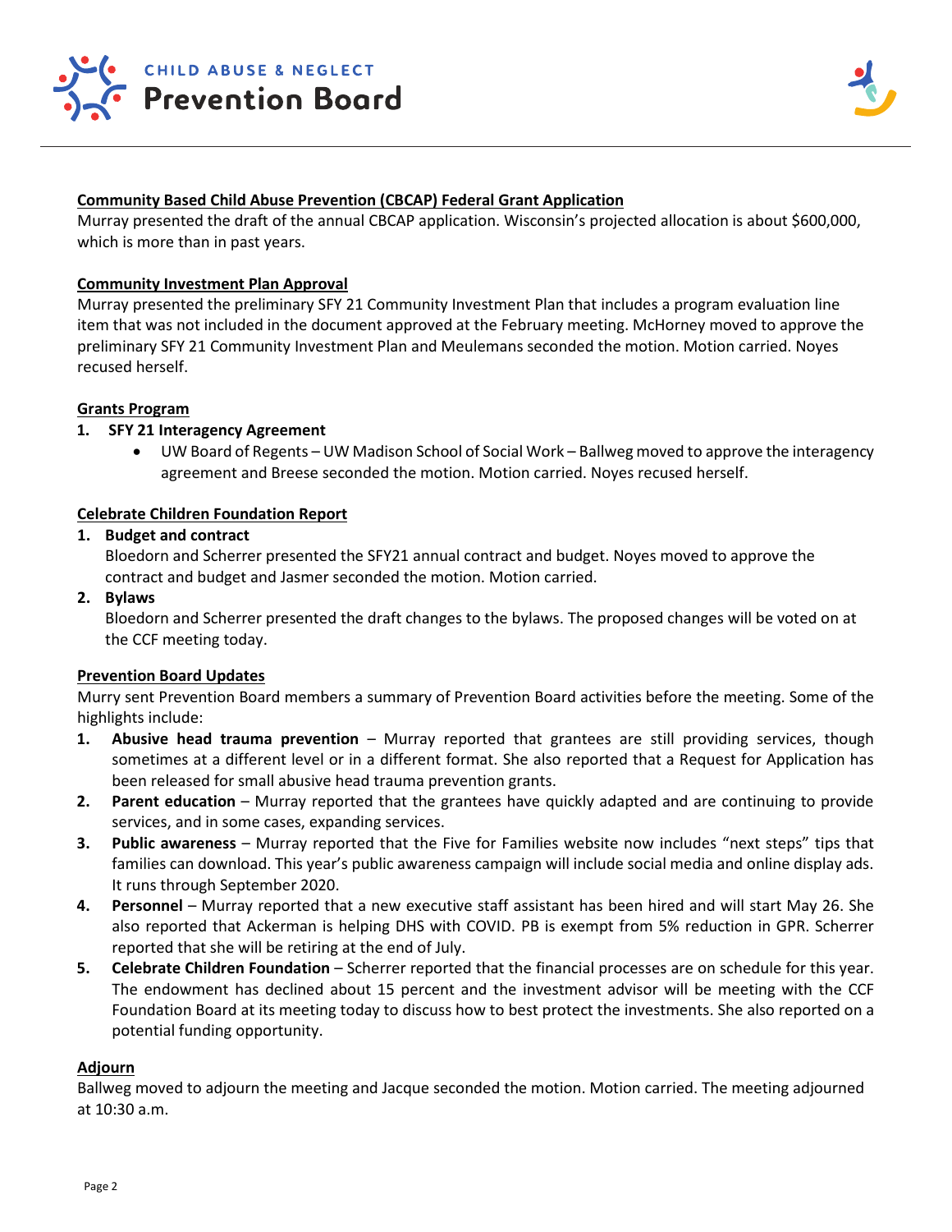**Community Based Child Abuse Prevention (CBCAP) Federal Grant Application**

Murray presented the draft of the annual CBCAP application. Wisconsin's projected allocation is about $600,000, which is more than in past years.

**Community Investment Plan Approval**

Murray presented the preliminary SFY 21 Community Investment Plan that includes a program evaluation line item that was not included in the document approved at the February meeting. McHorney moved to approve the preliminary SFY 21 Community Investment Plan and Meulemans seconded the motion. Motion carried. Noyes recused herself.

**Grants Program**

1. **SFY 21 Interagency Agreement**
   - UW Board of Regents – UW Madison School of Social Work – Ballweg moved to approve the interagency agreement and Breese seconded the motion. Motion carried. Noyes recused herself.

**Celebrate Children Foundation Report**

1. **Budget and contract**

   Bloedorn and Scherrer presented the SFY21 annual contract and budget. Noyes moved to approve the contract and budget and Jasmer seconded the motion. Motion carried.

2. **Bylaws**

   Bloedorn and Scherrer presented the draft changes to the bylaws. The proposed changes will be voted on at the CCF meeting today.

**Prevention Board Updates**

Murry sent Prevention Board members a summary of Prevention Board activities before the meeting. Some of the highlights include:

1. **Abusive head trauma prevention** – Murray reported that grantees are still providing services, though sometimes at a different level or in a different format. She also reported that a Request for Application has been released for small abusive head trauma prevention grants.
2. **Parent education** – Murray reported that the grantees have quickly adapted and are continuing to provide services, and in some cases, expanding services.
3. **Public awareness** – Murray reported that the Five for Families website now includes "next steps" tips that families can download. This year's public awareness campaign will include social media and online display ads. It runs through September 2020.
4. **Personnel** – Murray reported that a new executive staff assistant has been hired and will start May 26. She also reported that Ackerman is helping DHS with COVID. PB is exempt from 5% reduction in GPR. Scherrer reported that she will be retiring at the end of July.
5. **Celebrate Children Foundation** – Scherrer reported that the financial processes are on schedule for this year. The endowment has declined about 15 percent and the investment advisor will be meeting with the CCF Foundation Board at its meeting today to discuss how to best protect the investments. She also reported on a potential funding opportunity.

**Adjourn**

Ballweg moved to adjourn the meeting and Jacque seconded the motion. Motion carried. The meeting adjourned at 10:30 a.m.